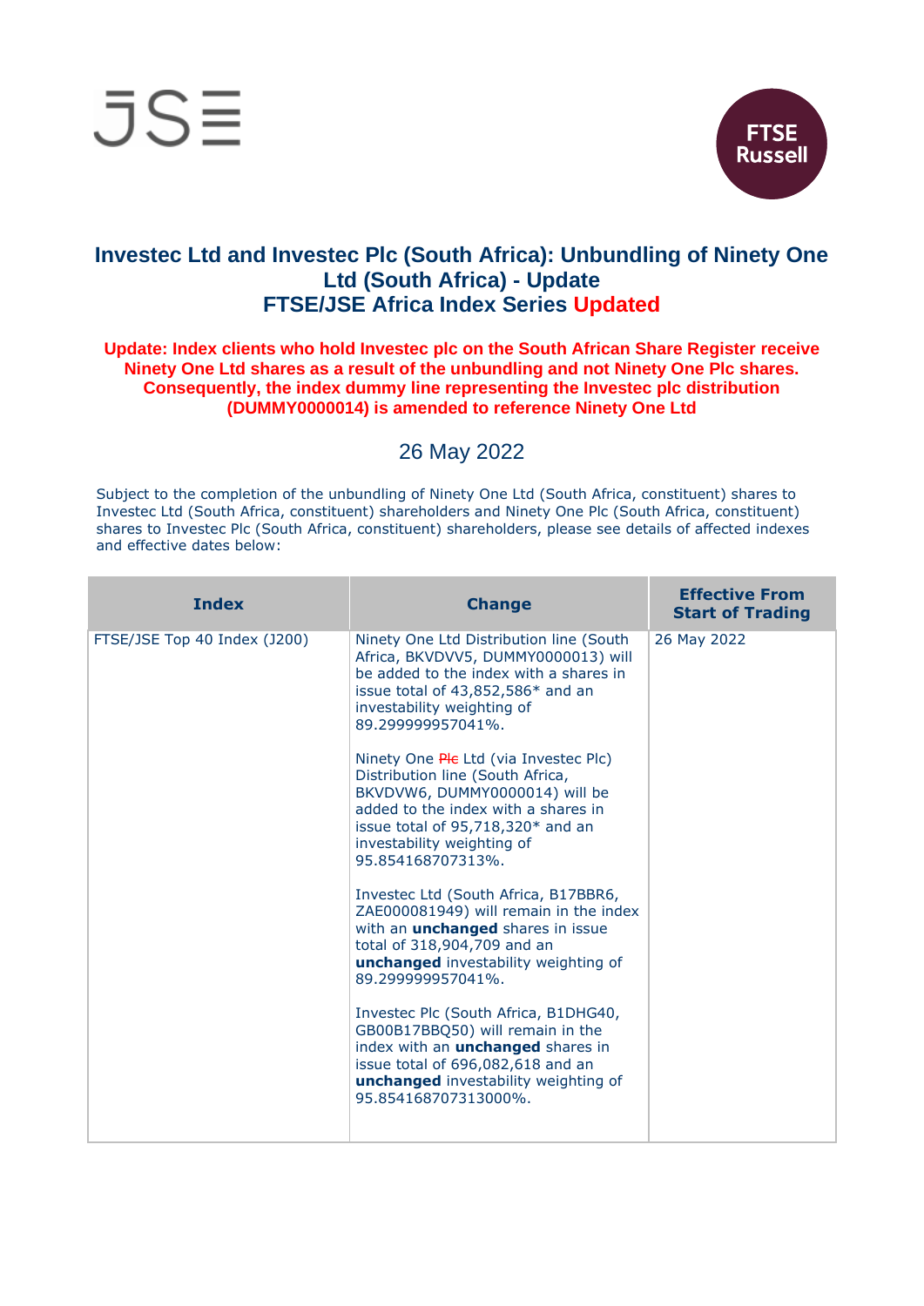JSE

FTSE Russell

# Investec Ltd and Investec Plc (South Africa): Unbundling of Ninety One Ltd (South Africa) - Update
# FTSE/JSE Africa Index Series Updated

**Update: Index clients who hold Investec plc on the South African Share Register receive Ninety One Ltd shares as a result of the unbundling and not Ninety One Plc shares. Consequently, the index dummy line representing the Investec plc distribution (DUMMY0000014) is amended to reference Ninety One Ltd**

26 May 2022

Subject to the completion of the unbundling of Ninety One Ltd (South Africa, constituent) shares to Investec Ltd (South Africa, constituent) shareholders and Ninety One Plc (South Africa, constituent) shares to Investec Plc (South Africa, constituent) shareholders, please see details of affected indexes and effective dates below:

| Index | Change | Effective From Start of Trading |
|---|---|---|
| FTSE/JSE Top 40 Index (J200) | Ninety One Ltd Distribution line (South Africa, BKVDVV5, DUMMY0000013) will be added to the index with a shares in issue total of 43,852,586* and an investability weighting of 89.299999957041%.<br><br>Ninety One ~~Plc~~ Ltd (via Investec Plc) Distribution line (South Africa, BKVDVW6, DUMMY0000014) will be added to the index with a shares in issue total of 95,718,320* and an investability weighting of 95.854168707313%.<br><br>Investec Ltd (South Africa, B17BBR6, ZAE000081949) will remain in the index with an **unchanged** shares in issue total of 318,904,709 and an **unchanged** investability weighting of 89.299999957041%.<br><br>Investec Plc (South Africa, B1DHG40, GB00B17BBQ50) will remain in the index with an **unchanged** shares in issue total of 696,082,618 and an **unchanged** investability weighting of 95.854168707313000%. | 26 May 2022 |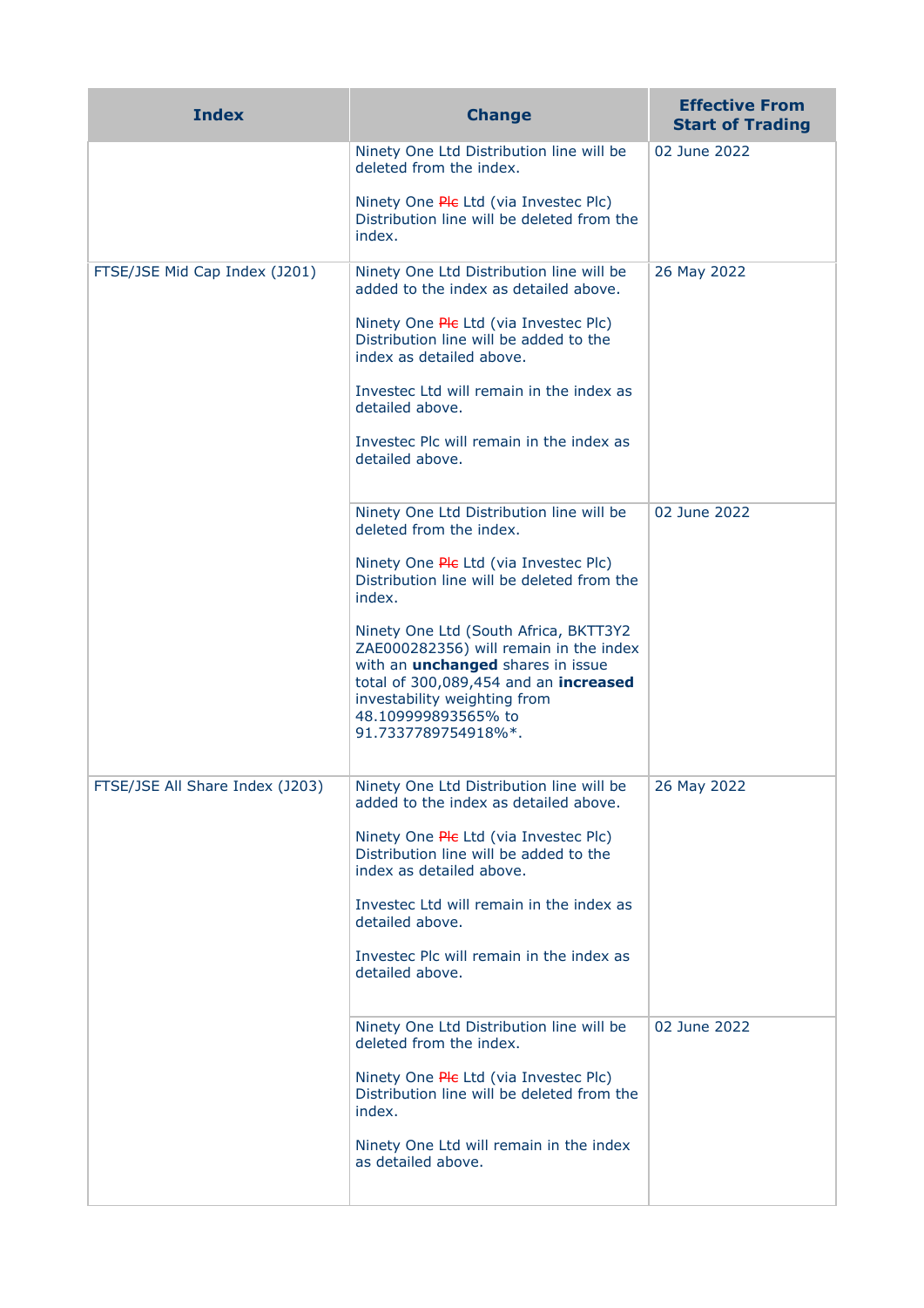| Index | Change | Effective From Start of Trading |
|---|---|---|
| | Ninety One Ltd Distribution line will be deleted from the index.<br><br>Ninety One ~~Plc~~ Ltd (via Investec Plc) Distribution line will be deleted from the index. | 02 June 2022 |
| FTSE/JSE Mid Cap Index (J201) | Ninety One Ltd Distribution line will be added to the index as detailed above.<br><br>Ninety One ~~Plc~~ Ltd (via Investec Plc) Distribution line will be added to the index as detailed above.<br><br>Investec Ltd will remain in the index as detailed above.<br><br>Investec Plc will remain in the index as detailed above. | 26 May 2022 |
| | Ninety One Ltd Distribution line will be deleted from the index.<br><br>Ninety One ~~Plc~~ Ltd (via Investec Plc) Distribution line will be deleted from the index.<br><br>Ninety One Ltd (South Africa, BKTT3Y2 ZAE000282356) will remain in the index with an **unchanged** shares in issue total of 300,089,454 and an **increased** investability weighting from 48.109999893565% to 91.7337789754918%*. | 02 June 2022 |
| FTSE/JSE All Share Index (J203) | Ninety One Ltd Distribution line will be added to the index as detailed above.<br><br>Ninety One ~~Plc~~ Ltd (via Investec Plc) Distribution line will be added to the index as detailed above.<br><br>Investec Ltd will remain in the index as detailed above.<br><br>Investec Plc will remain in the index as detailed above. | 26 May 2022 |
| | Ninety One Ltd Distribution line will be deleted from the index.<br><br>Ninety One ~~Plc~~ Ltd (via Investec Plc) Distribution line will be deleted from the index.<br><br>Ninety One Ltd will remain in the index as detailed above. | 02 June 2022 |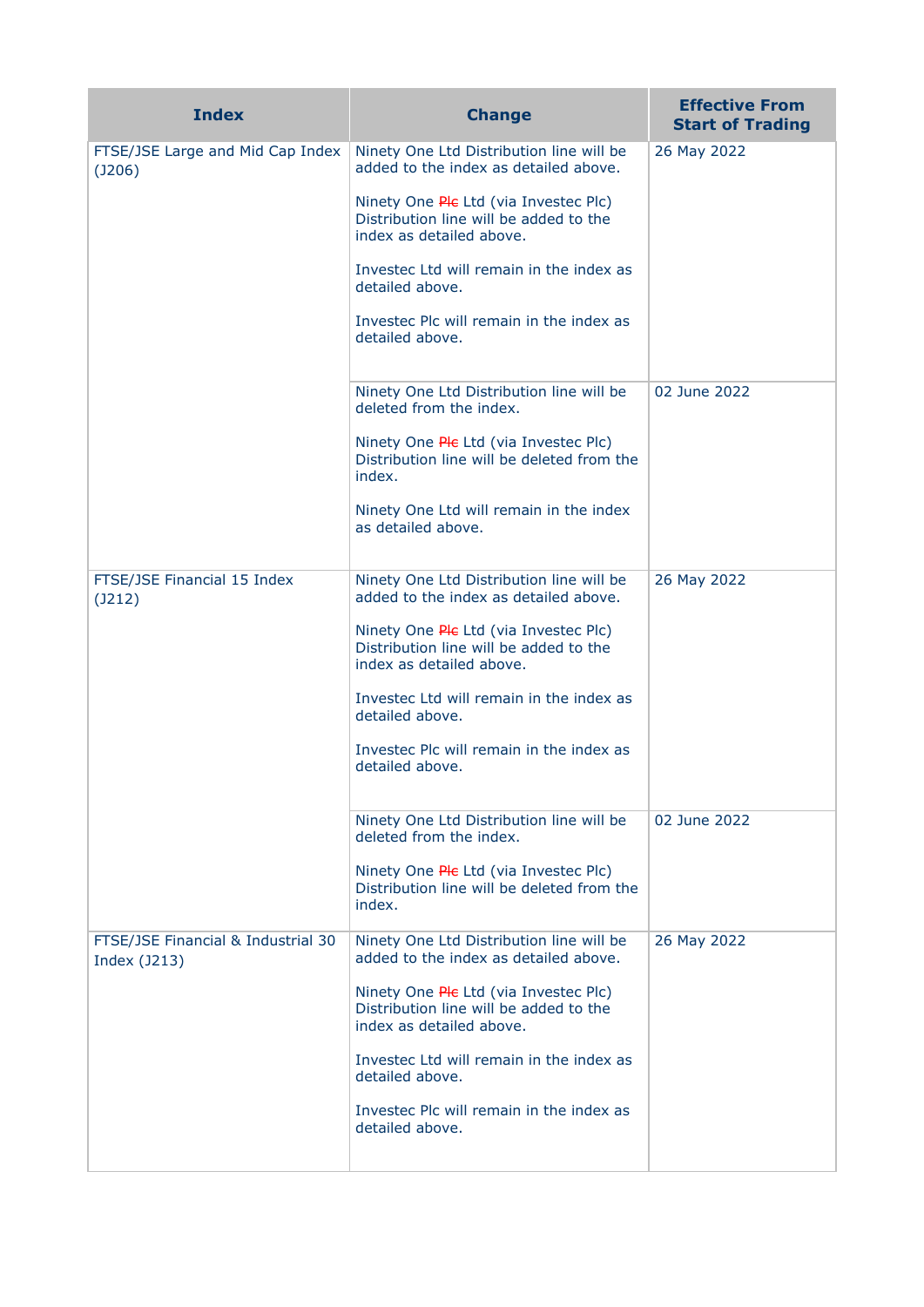| Index | Change | Effective From Start of Trading |
|---|---|---|
| FTSE/JSE Large and Mid Cap Index (J206) | Ninety One Ltd Distribution line will be added to the index as detailed above.<br><br>Ninety One ~~Plc~~ Ltd (via Investec Plc) Distribution line will be added to the index as detailed above.<br><br>Investec Ltd will remain in the index as detailed above.<br><br>Investec Plc will remain in the index as detailed above. | 26 May 2022 |
| | Ninety One Ltd Distribution line will be deleted from the index.<br><br>Ninety One ~~Plc~~ Ltd (via Investec Plc) Distribution line will be deleted from the index.<br><br>Ninety One Ltd will remain in the index as detailed above. | 02 June 2022 |
| FTSE/JSE Financial 15 Index (J212) | Ninety One Ltd Distribution line will be added to the index as detailed above.<br><br>Ninety One ~~Plc~~ Ltd (via Investec Plc) Distribution line will be added to the index as detailed above.<br><br>Investec Ltd will remain in the index as detailed above.<br><br>Investec Plc will remain in the index as detailed above. | 26 May 2022 |
| | Ninety One Ltd Distribution line will be deleted from the index.<br><br>Ninety One ~~Plc~~ Ltd (via Investec Plc) Distribution line will be deleted from the index. | 02 June 2022 |
| FTSE/JSE Financial & Industrial 30 Index (J213) | Ninety One Ltd Distribution line will be added to the index as detailed above.<br><br>Ninety One ~~Plc~~ Ltd (via Investec Plc) Distribution line will be added to the index as detailed above.<br><br>Investec Ltd will remain in the index as detailed above.<br><br>Investec Plc will remain in the index as detailed above. | 26 May 2022 |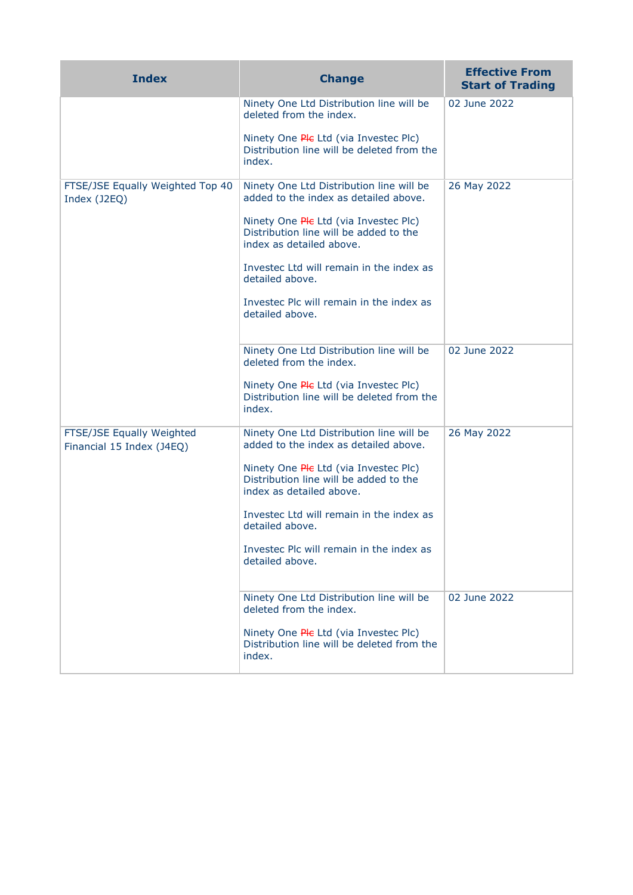| Index | Change | Effective From Start of Trading |
| --- | --- | --- |
| | Ninety One Ltd Distribution line will be deleted from the index.<br><br>Ninety One ~~Plc~~ Ltd (via Investec Plc) Distribution line will be deleted from the index. | 02 June 2022 |
| FTSE/JSE Equally Weighted Top 40 Index (J2EQ) | Ninety One Ltd Distribution line will be added to the index as detailed above.<br><br>Ninety One ~~Plc~~ Ltd (via Investec Plc) Distribution line will be added to the index as detailed above.<br><br>Investec Ltd will remain in the index as detailed above.<br><br>Investec Plc will remain in the index as detailed above. | 26 May 2022 |
| | Ninety One Ltd Distribution line will be deleted from the index.<br><br>Ninety One ~~Plc~~ Ltd (via Investec Plc) Distribution line will be deleted from the index. | 02 June 2022 |
| FTSE/JSE Equally Weighted Financial 15 Index (J4EQ) | Ninety One Ltd Distribution line will be added to the index as detailed above.<br><br>Ninety One ~~Plc~~ Ltd (via Investec Plc) Distribution line will be added to the index as detailed above.<br><br>Investec Ltd will remain in the index as detailed above.<br><br>Investec Plc will remain in the index as detailed above. | 26 May 2022 |
| | Ninety One Ltd Distribution line will be deleted from the index.<br><br>Ninety One ~~Plc~~ Ltd (via Investec Plc) Distribution line will be deleted from the index. | 02 June 2022 |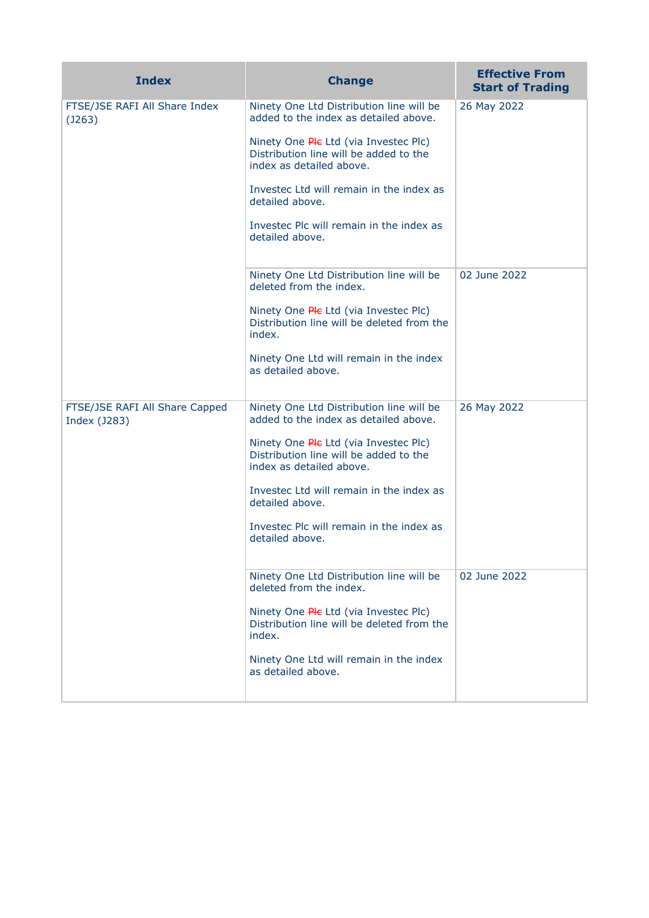| Index | Change | Effective From Start of Trading |
|---|---|---|
| FTSE/JSE RAFI All Share Index (J263) | Ninety One Ltd Distribution line will be added to the index as detailed above.<br><br>Ninety One ~~Plc~~ Ltd (via Investec Plc) Distribution line will be added to the index as detailed above.<br><br>Investec Ltd will remain in the index as detailed above.<br><br>Investec Plc will remain in the index as detailed above. | 26 May 2022 |
| | Ninety One Ltd Distribution line will be deleted from the index.<br><br>Ninety One ~~Plc~~ Ltd (via Investec Plc) Distribution line will be deleted from the index.<br><br>Ninety One Ltd will remain in the index as detailed above. | 02 June 2022 |
| FTSE/JSE RAFI All Share Capped Index (J283) | Ninety One Ltd Distribution line will be added to the index as detailed above.<br><br>Ninety One ~~Plc~~ Ltd (via Investec Plc) Distribution line will be added to the index as detailed above.<br><br>Investec Ltd will remain in the index as detailed above.<br><br>Investec Plc will remain in the index as detailed above. | 26 May 2022 |
| | Ninety One Ltd Distribution line will be deleted from the index.<br><br>Ninety One ~~Plc~~ Ltd (via Investec Plc) Distribution line will be deleted from the index.<br><br>Ninety One Ltd will remain in the index as detailed above. | 02 June 2022 |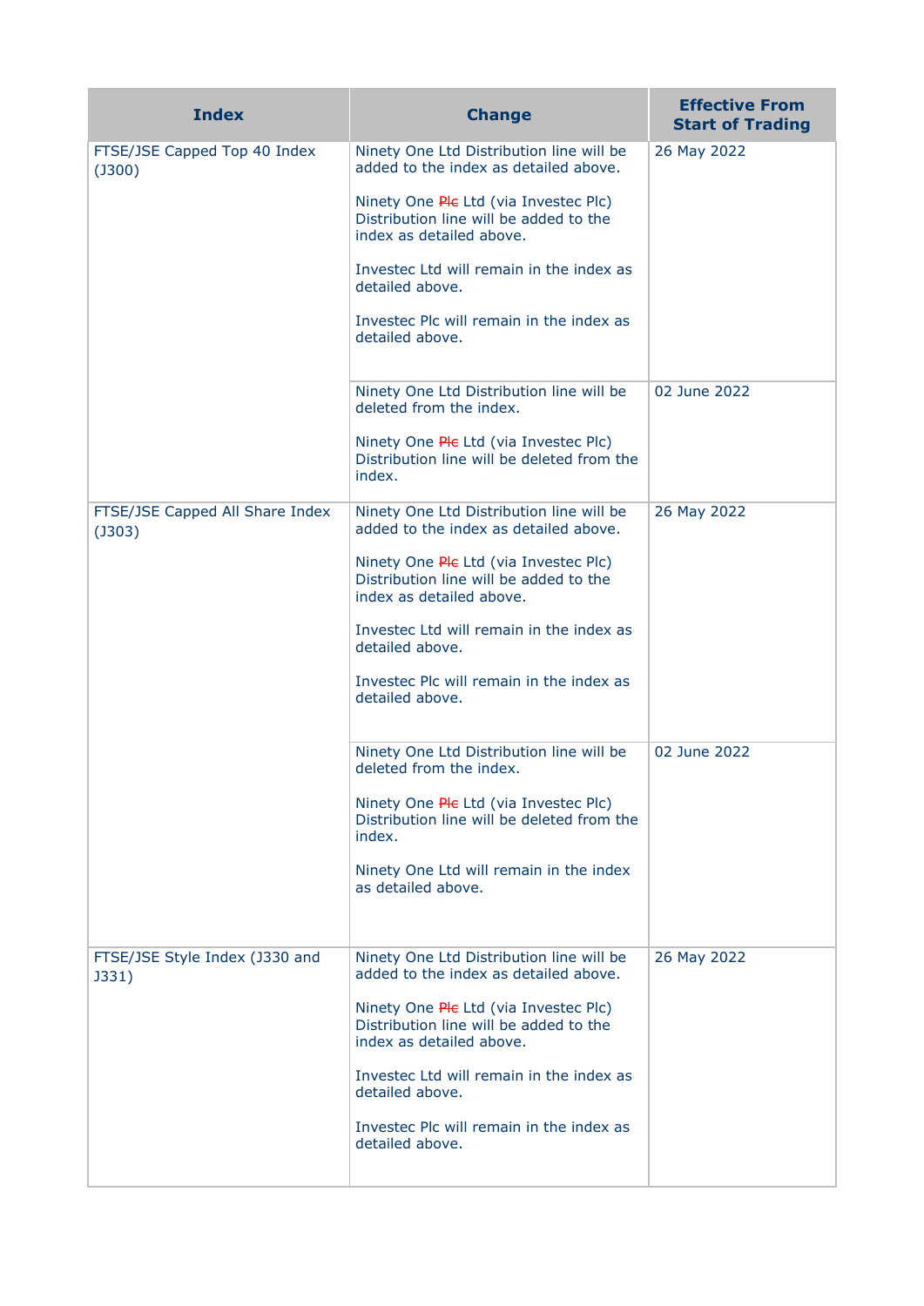| Index | Change | Effective From Start of Trading |
|---|---|---|
| FTSE/JSE Capped Top 40 Index (J300) | Ninety One Ltd Distribution line will be added to the index as detailed above.<br><br>Ninety One ~~Plc~~ Ltd (via Investec Plc) Distribution line will be added to the index as detailed above.<br><br>Investec Ltd will remain in the index as detailed above.<br><br>Investec Plc will remain in the index as detailed above. | 26 May 2022 |
| | Ninety One Ltd Distribution line will be deleted from the index.<br><br>Ninety One ~~Plc~~ Ltd (via Investec Plc) Distribution line will be deleted from the index. | 02 June 2022 |
| FTSE/JSE Capped All Share Index (J303) | Ninety One Ltd Distribution line will be added to the index as detailed above.<br><br>Ninety One ~~Plc~~ Ltd (via Investec Plc) Distribution line will be added to the index as detailed above.<br><br>Investec Ltd will remain in the index as detailed above.<br><br>Investec Plc will remain in the index as detailed above. | 26 May 2022 |
| | Ninety One Ltd Distribution line will be deleted from the index.<br><br>Ninety One ~~Plc~~ Ltd (via Investec Plc) Distribution line will be deleted from the index.<br><br>Ninety One Ltd will remain in the index as detailed above. | 02 June 2022 |
| FTSE/JSE Style Index (J330 and J331) | Ninety One Ltd Distribution line will be added to the index as detailed above.<br><br>Ninety One ~~Plc~~ Ltd (via Investec Plc) Distribution line will be added to the index as detailed above.<br><br>Investec Ltd will remain in the index as detailed above.<br><br>Investec Plc will remain in the index as detailed above. | 26 May 2022 |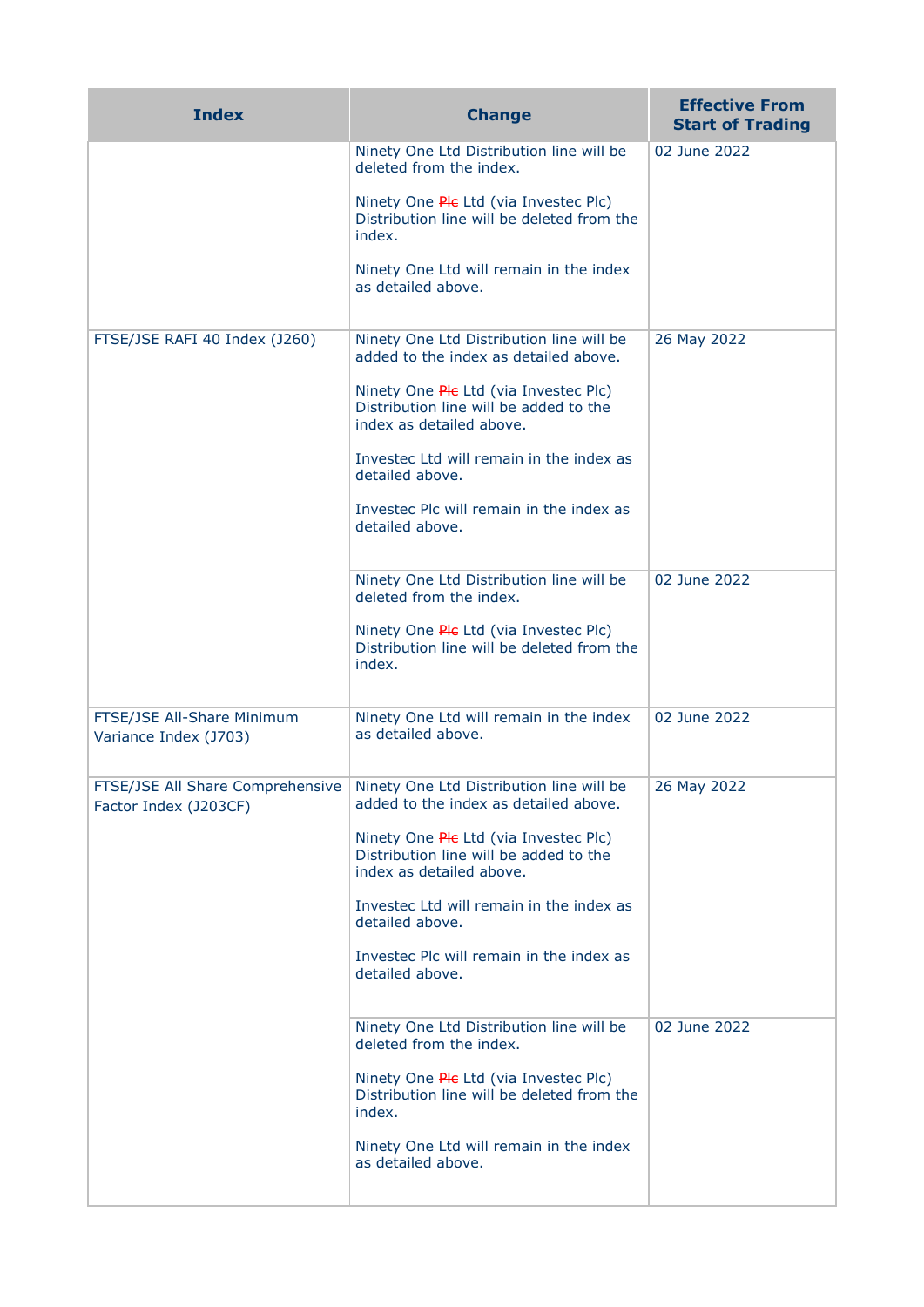| Index | Change | Effective From Start of Trading |
| --- | --- | --- |
| | Ninety One Ltd Distribution line will be deleted from the index.<br><br>Ninety One ~~Plc~~ Ltd (via Investec Plc) Distribution line will be deleted from the index.<br><br>Ninety One Ltd will remain in the index as detailed above. | 02 June 2022 |
| FTSE/JSE RAFI 40 Index (J260) | Ninety One Ltd Distribution line will be added to the index as detailed above.<br><br>Ninety One ~~Plc~~ Ltd (via Investec Plc) Distribution line will be added to the index as detailed above.<br><br>Investec Ltd will remain in the index as detailed above.<br><br>Investec Plc will remain in the index as detailed above. | 26 May 2022 |
| | Ninety One Ltd Distribution line will be deleted from the index.<br><br>Ninety One ~~Plc~~ Ltd (via Investec Plc) Distribution line will be deleted from the index. | 02 June 2022 |
| FTSE/JSE All-Share Minimum Variance Index (J703) | Ninety One Ltd will remain in the index as detailed above. | 02 June 2022 |
| FTSE/JSE All Share Comprehensive Factor Index (J203CF) | Ninety One Ltd Distribution line will be added to the index as detailed above.<br><br>Ninety One ~~Plc~~ Ltd (via Investec Plc) Distribution line will be added to the index as detailed above.<br><br>Investec Ltd will remain in the index as detailed above.<br><br>Investec Plc will remain in the index as detailed above. | 26 May 2022 |
| | Ninety One Ltd Distribution line will be deleted from the index.<br><br>Ninety One ~~Plc~~ Ltd (via Investec Plc) Distribution line will be deleted from the index.<br><br>Ninety One Ltd will remain in the index as detailed above. | 02 June 2022 |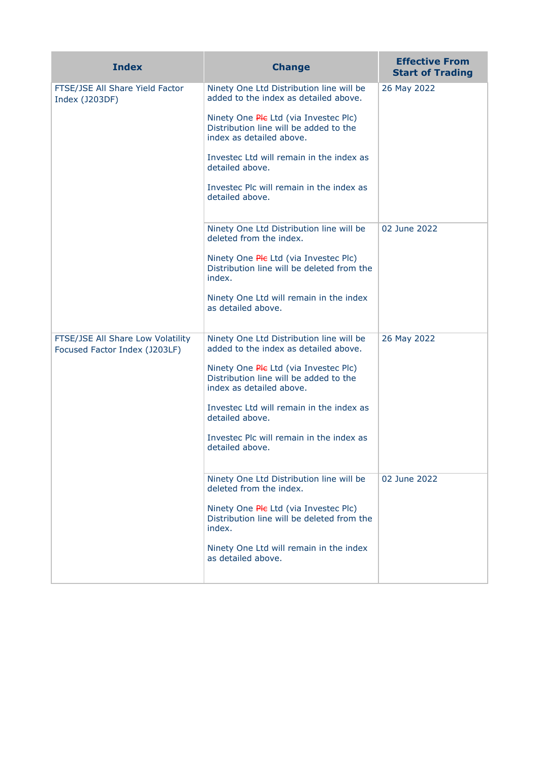| Index | Change | Effective From Start of Trading |
|---|---|---|
| FTSE/JSE All Share Yield Factor Index (J203DF) | Ninety One Ltd Distribution line will be added to the index as detailed above.<br><br>Ninety One ~~Plc~~ Ltd (via Investec Plc) Distribution line will be added to the index as detailed above.<br><br>Investec Ltd will remain in the index as detailed above.<br><br>Investec Plc will remain in the index as detailed above. | 26 May 2022 |
| | Ninety One Ltd Distribution line will be deleted from the index.<br><br>Ninety One ~~Plc~~ Ltd (via Investec Plc) Distribution line will be deleted from the index.<br><br>Ninety One Ltd will remain in the index as detailed above. | 02 June 2022 |
| FTSE/JSE All Share Low Volatility Focused Factor Index (J203LF) | Ninety One Ltd Distribution line will be added to the index as detailed above.<br><br>Ninety One ~~Plc~~ Ltd (via Investec Plc) Distribution line will be added to the index as detailed above.<br><br>Investec Ltd will remain in the index as detailed above.<br><br>Investec Plc will remain in the index as detailed above. | 26 May 2022 |
| | Ninety One Ltd Distribution line will be deleted from the index.<br><br>Ninety One ~~Plc~~ Ltd (via Investec Plc) Distribution line will be deleted from the index.<br><br>Ninety One Ltd will remain in the index as detailed above. | 02 June 2022 |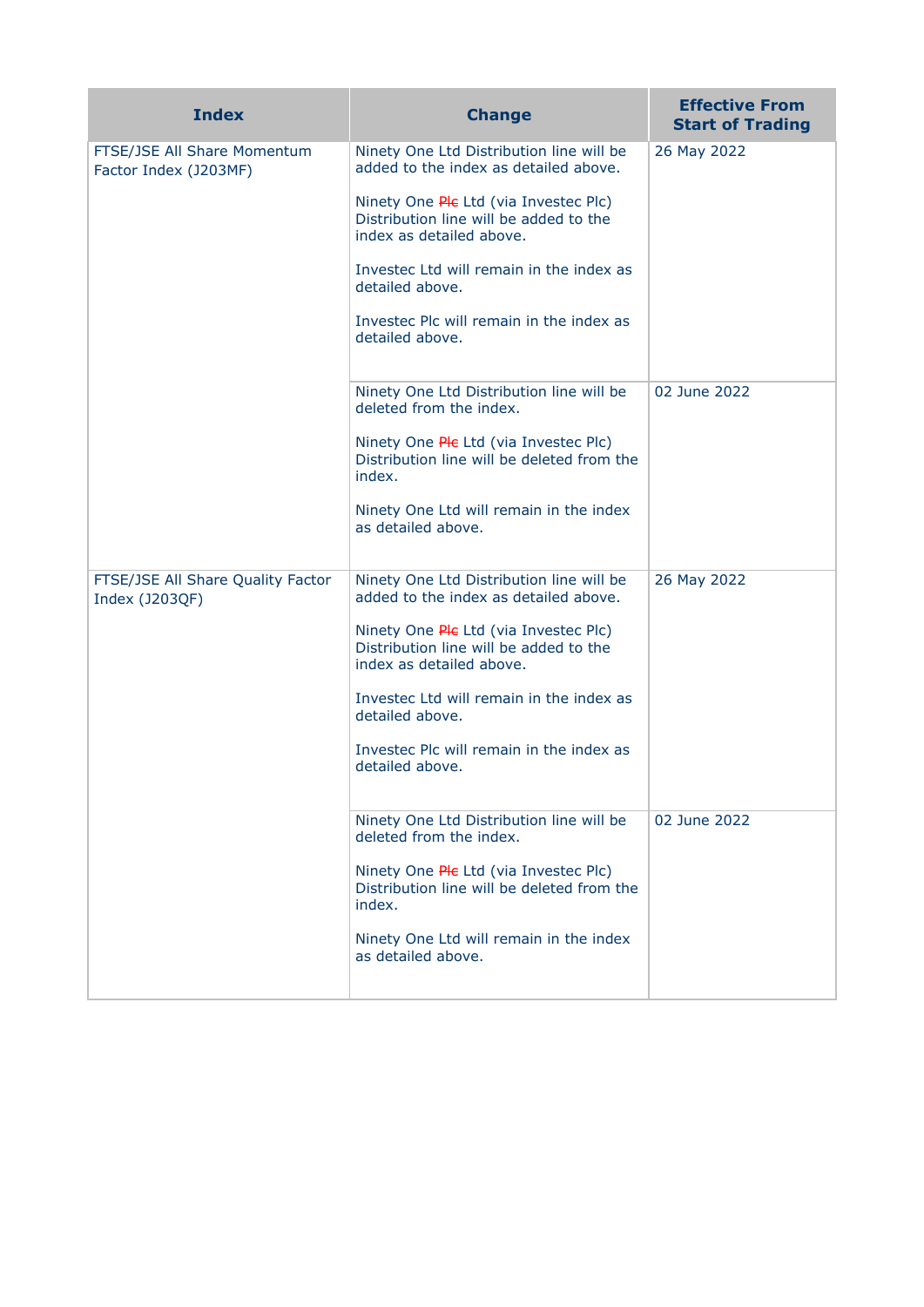| Index | Change | Effective From Start of Trading |
| --- | --- | --- |
| FTSE/JSE All Share Momentum Factor Index (J203MF) | Ninety One Ltd Distribution line will be added to the index as detailed above.<br><br>Ninety One ~~Plc~~ Ltd (via Investec Plc) Distribution line will be added to the index as detailed above.<br><br>Investec Ltd will remain in the index as detailed above.<br><br>Investec Plc will remain in the index as detailed above. | 26 May 2022 |
| | Ninety One Ltd Distribution line will be deleted from the index.<br><br>Ninety One ~~Plc~~ Ltd (via Investec Plc) Distribution line will be deleted from the index.<br><br>Ninety One Ltd will remain in the index as detailed above. | 02 June 2022 |
| FTSE/JSE All Share Quality Factor Index (J203QF) | Ninety One Ltd Distribution line will be added to the index as detailed above.<br><br>Ninety One ~~Plc~~ Ltd (via Investec Plc) Distribution line will be added to the index as detailed above.<br><br>Investec Ltd will remain in the index as detailed above.<br><br>Investec Plc will remain in the index as detailed above. | 26 May 2022 |
| | Ninety One Ltd Distribution line will be deleted from the index.<br><br>Ninety One ~~Plc~~ Ltd (via Investec Plc) Distribution line will be deleted from the index.<br><br>Ninety One Ltd will remain in the index as detailed above. | 02 June 2022 |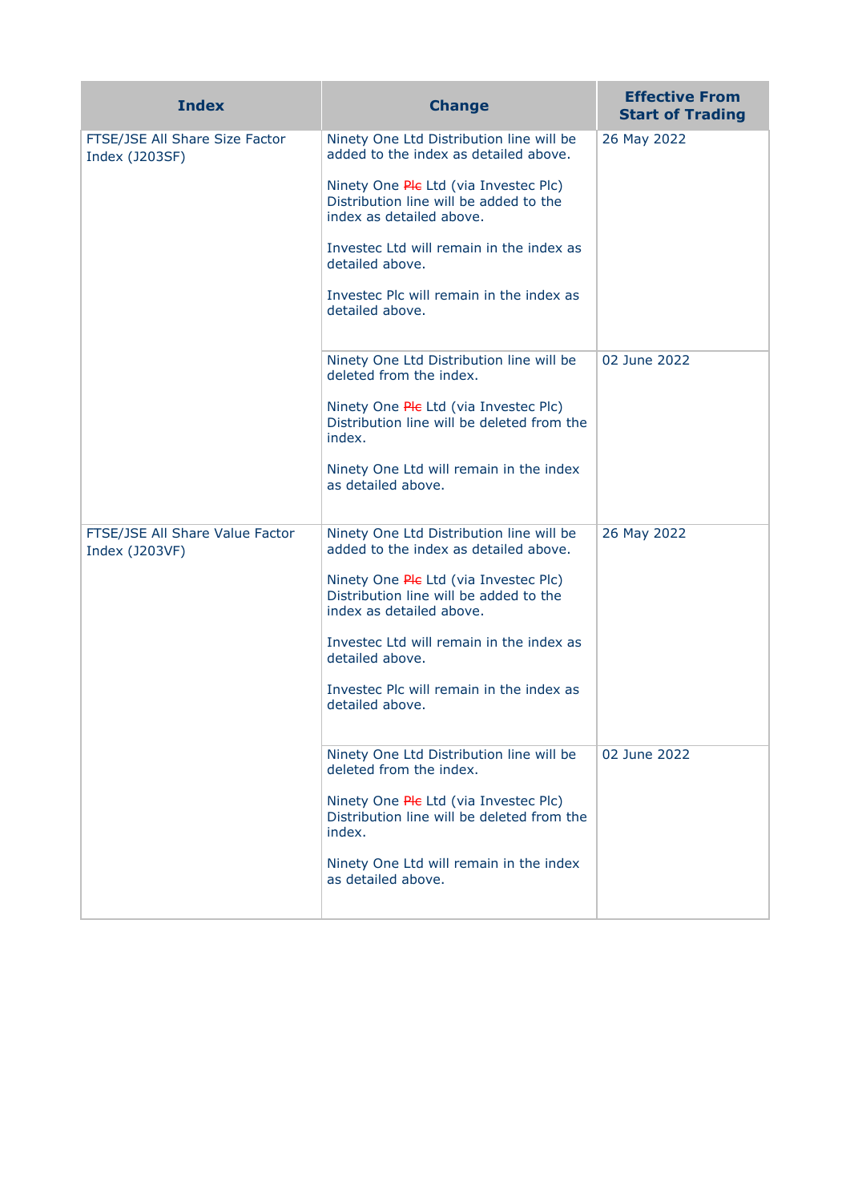| Index | Change | Effective From Start of Trading |
| --- | --- | --- |
| FTSE/JSE All Share Size Factor Index (J203SF) | Ninety One Ltd Distribution line will be added to the index as detailed above.<br><br>Ninety One ~~Plc~~ Ltd (via Investec Plc) Distribution line will be added to the index as detailed above.<br><br>Investec Ltd will remain in the index as detailed above.<br><br>Investec Plc will remain in the index as detailed above. | 26 May 2022 |
| | Ninety One Ltd Distribution line will be deleted from the index.<br><br>Ninety One ~~Plc~~ Ltd (via Investec Plc) Distribution line will be deleted from the index.<br><br>Ninety One Ltd will remain in the index as detailed above. | 02 June 2022 |
| FTSE/JSE All Share Value Factor Index (J203VF) | Ninety One Ltd Distribution line will be added to the index as detailed above.<br><br>Ninety One ~~Plc~~ Ltd (via Investec Plc) Distribution line will be added to the index as detailed above.<br><br>Investec Ltd will remain in the index as detailed above.<br><br>Investec Plc will remain in the index as detailed above. | 26 May 2022 |
| | Ninety One Ltd Distribution line will be deleted from the index.<br><br>Ninety One ~~Plc~~ Ltd (via Investec Plc) Distribution line will be deleted from the index.<br><br>Ninety One Ltd will remain in the index as detailed above. | 02 June 2022 |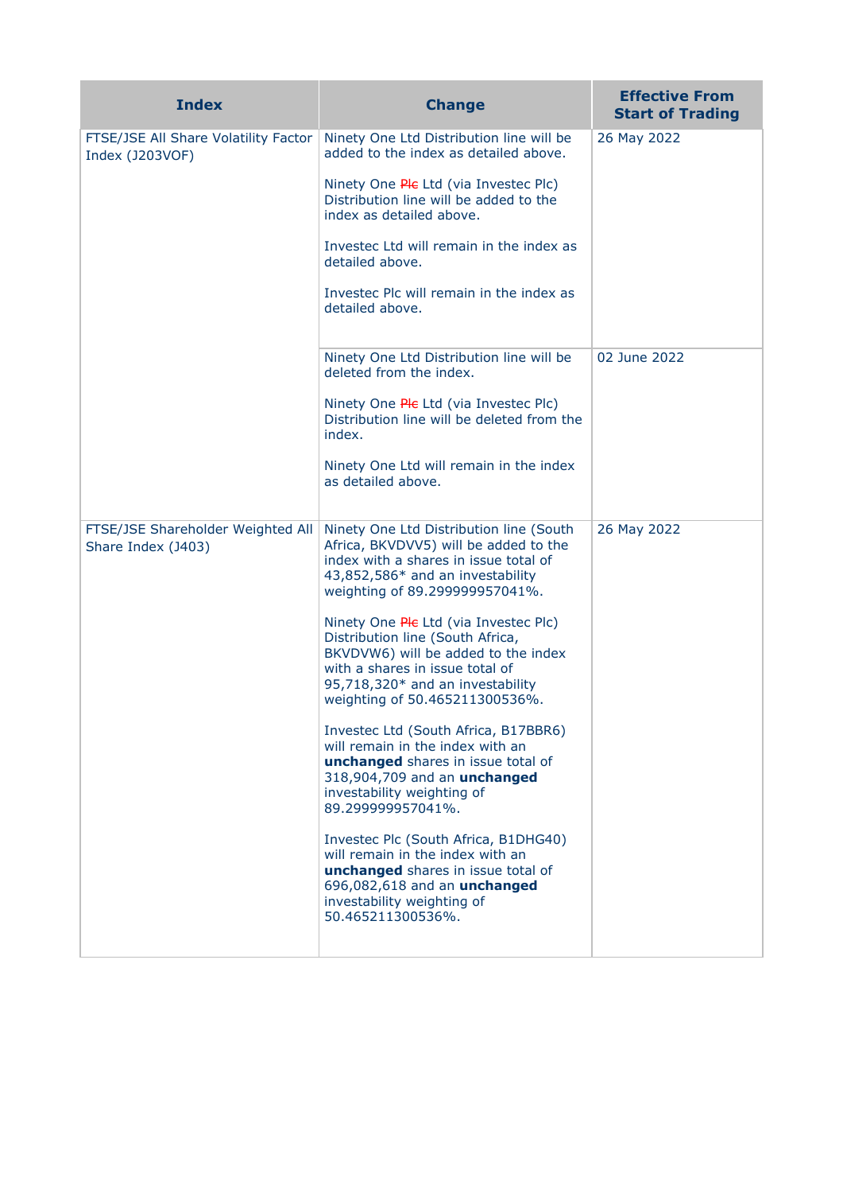| Index | Change | Effective From Start of Trading |
|---|---|---|
| FTSE/JSE All Share Volatility Factor Index (J203VOF) | Ninety One Ltd Distribution line will be added to the index as detailed above.<br><br>Ninety One ~~Plc~~ Ltd (via Investec Plc) Distribution line will be added to the index as detailed above.<br><br>Investec Ltd will remain in the index as detailed above.<br><br>Investec Plc will remain in the index as detailed above. | 26 May 2022 |
| | Ninety One Ltd Distribution line will be deleted from the index.<br><br>Ninety One ~~Plc~~ Ltd (via Investec Plc) Distribution line will be deleted from the index.<br><br>Ninety One Ltd will remain in the index as detailed above. | 02 June 2022 |
| FTSE/JSE Shareholder Weighted All Share Index (J403) | Ninety One Ltd Distribution line (South Africa, BKVDVV5) will be added to the index with a shares in issue total of 43,852,586* and an investability weighting of 89.299999957041%.<br><br>Ninety One ~~Plc~~ Ltd (via Investec Plc) Distribution line (South Africa, BKVDVW6) will be added to the index with a shares in issue total of 95,718,320* and an investability weighting of 50.465211300536%.<br><br>Investec Ltd (South Africa, B17BBR6) will remain in the index with an **unchanged** shares in issue total of 318,904,709 and an **unchanged** investability weighting of 89.299999957041%.<br><br>Investec Plc (South Africa, B1DHG40) will remain in the index with an **unchanged** shares in issue total of 696,082,618 and an **unchanged** investability weighting of 50.465211300536%. | 26 May 2022 |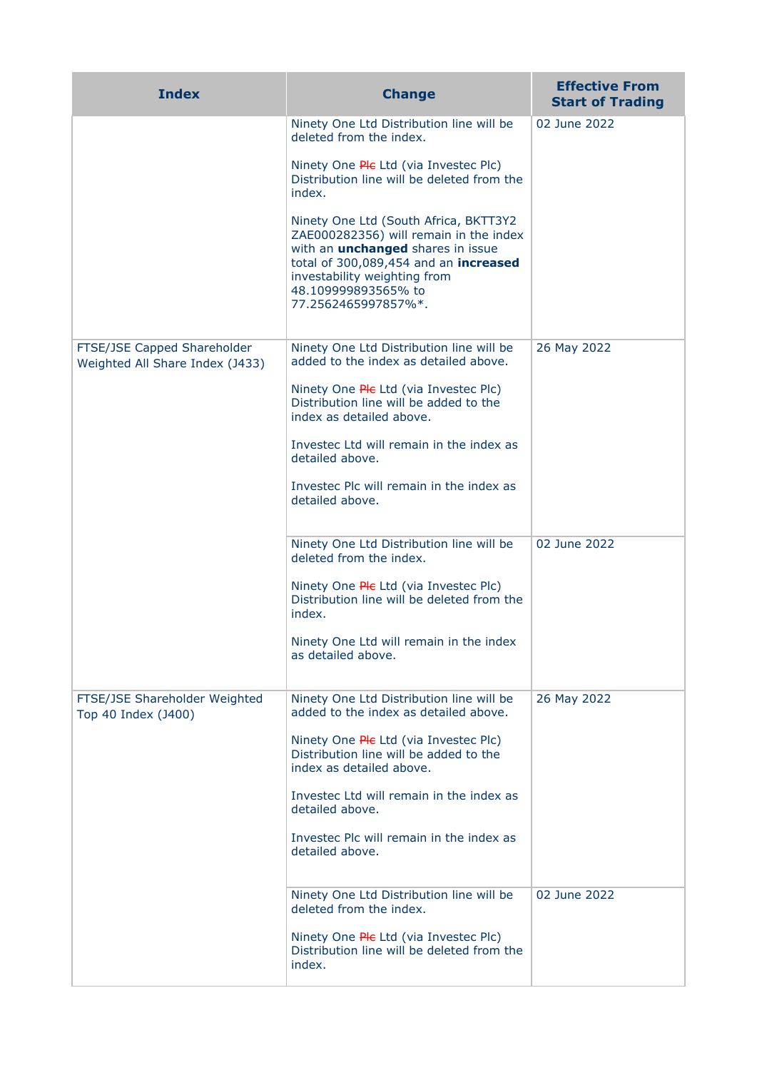| Index | Change | Effective From Start of Trading |
|---|---|---|
| | Ninety One Ltd Distribution line will be deleted from the index.<br><br>Ninety One ~~Plc~~ Ltd (via Investec Plc) Distribution line will be deleted from the index.<br><br>Ninety One Ltd (South Africa, BKTT3Y2 ZAE000282356) will remain in the index with an **unchanged** shares in issue total of 300,089,454 and an **increased** investability weighting from 48.109999893565% to 77.2562465997857%*. | 02 June 2022 |
| FTSE/JSE Capped Shareholder Weighted All Share Index (J433) | Ninety One Ltd Distribution line will be added to the index as detailed above.<br><br>Ninety One ~~Plc~~ Ltd (via Investec Plc) Distribution line will be added to the index as detailed above.<br><br>Investec Ltd will remain in the index as detailed above.<br><br>Investec Plc will remain in the index as detailed above. | 26 May 2022 |
| | Ninety One Ltd Distribution line will be deleted from the index.<br><br>Ninety One ~~Plc~~ Ltd (via Investec Plc) Distribution line will be deleted from the index.<br><br>Ninety One Ltd will remain in the index as detailed above. | 02 June 2022 |
| FTSE/JSE Shareholder Weighted Top 40 Index (J400) | Ninety One Ltd Distribution line will be added to the index as detailed above.<br><br>Ninety One ~~Plc~~ Ltd (via Investec Plc) Distribution line will be added to the index as detailed above.<br><br>Investec Ltd will remain in the index as detailed above.<br><br>Investec Plc will remain in the index as detailed above. | 26 May 2022 |
| | Ninety One Ltd Distribution line will be deleted from the index.<br><br>Ninety One ~~Plc~~ Ltd (via Investec Plc) Distribution line will be deleted from the index. | 02 June 2022 |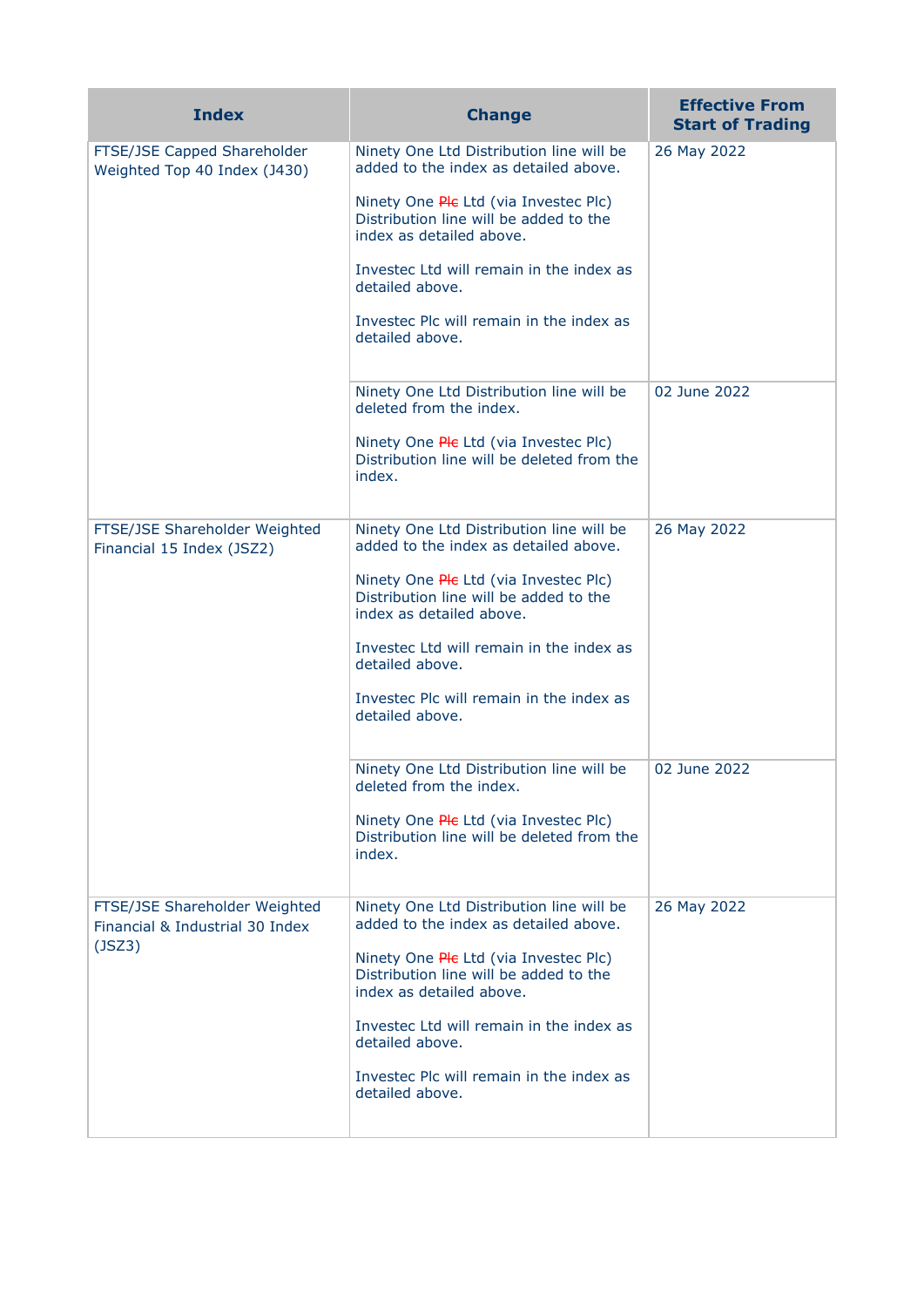| Index | Change | Effective From Start of Trading |
|---|---|---|
| FTSE/JSE Capped Shareholder Weighted Top 40 Index (J430) | Ninety One Ltd Distribution line will be added to the index as detailed above.<br><br>Ninety One ~~Plc~~ Ltd (via Investec Plc) Distribution line will be added to the index as detailed above.<br><br>Investec Ltd will remain in the index as detailed above.<br><br>Investec Plc will remain in the index as detailed above. | 26 May 2022 |
| | Ninety One Ltd Distribution line will be deleted from the index.<br><br>Ninety One ~~Plc~~ Ltd (via Investec Plc) Distribution line will be deleted from the index. | 02 June 2022 |
| FTSE/JSE Shareholder Weighted Financial 15 Index (JSZ2) | Ninety One Ltd Distribution line will be added to the index as detailed above.<br><br>Ninety One ~~Plc~~ Ltd (via Investec Plc) Distribution line will be added to the index as detailed above.<br><br>Investec Ltd will remain in the index as detailed above.<br><br>Investec Plc will remain in the index as detailed above. | 26 May 2022 |
| | Ninety One Ltd Distribution line will be deleted from the index.<br><br>Ninety One ~~Plc~~ Ltd (via Investec Plc) Distribution line will be deleted from the index. | 02 June 2022 |
| FTSE/JSE Shareholder Weighted Financial & Industrial 30 Index (JSZ3) | Ninety One Ltd Distribution line will be added to the index as detailed above.<br><br>Ninety One ~~Plc~~ Ltd (via Investec Plc) Distribution line will be added to the index as detailed above.<br><br>Investec Ltd will remain in the index as detailed above.<br><br>Investec Plc will remain in the index as detailed above. | 26 May 2022 |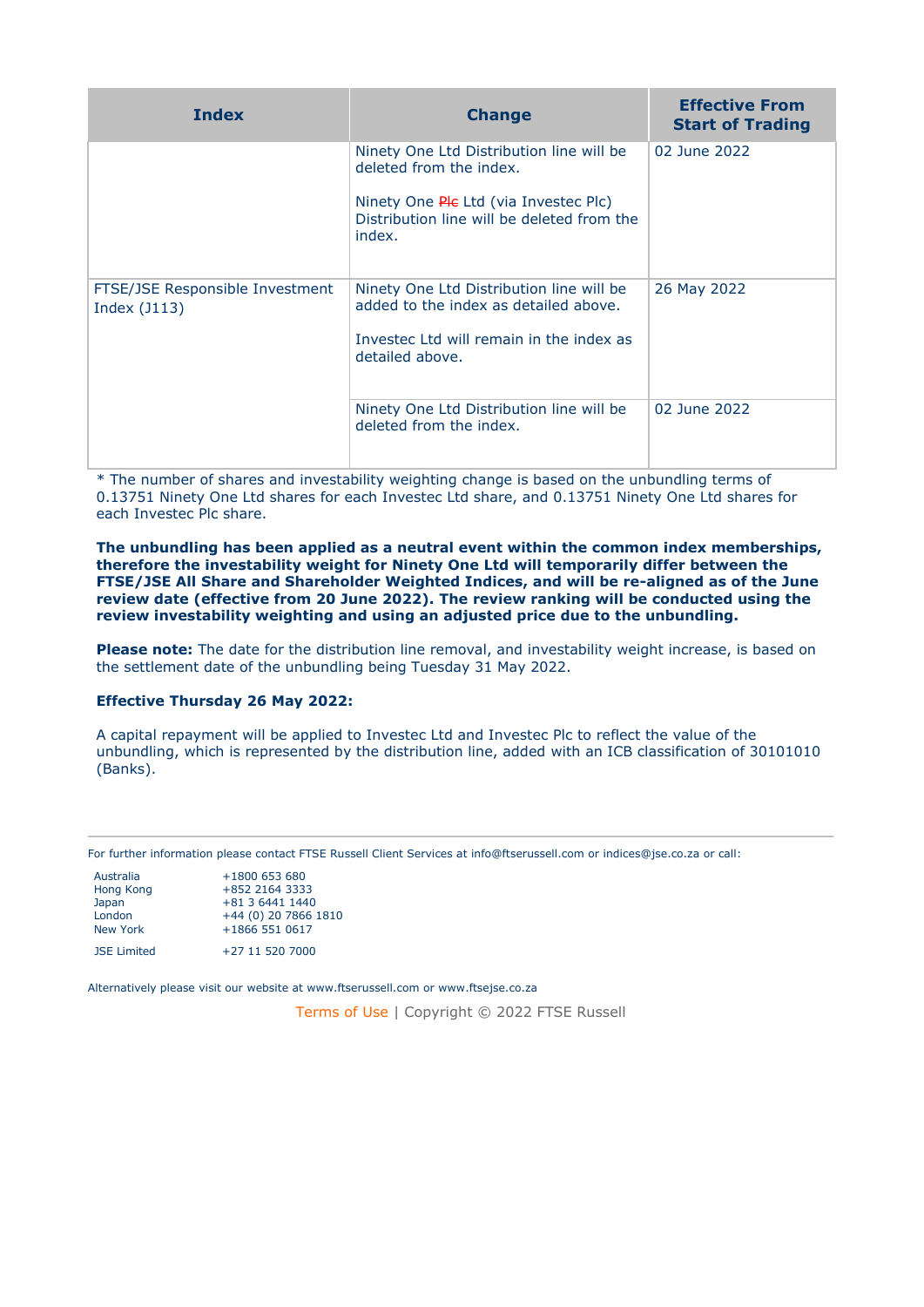| Index | Change | Effective From Start of Trading |
| --- | --- | --- |
| | Ninety One Ltd Distribution line will be deleted from the index.<br><br>Ninety One ~~Plc~~ Ltd (via Investec Plc) Distribution line will be deleted from the index. | 02 June 2022 |
| FTSE/JSE Responsible Investment Index (J113) | Ninety One Ltd Distribution line will be added to the index as detailed above.<br><br>Investec Ltd will remain in the index as detailed above. | 26 May 2022 |
| | Ninety One Ltd Distribution line will be deleted from the index. | 02 June 2022 |

* The number of shares and investability weighting change is based on the unbundling terms of 0.13751 Ninety One Ltd shares for each Investec Ltd share, and 0.13751 Ninety One Ltd shares for each Investec Plc share.

**The unbundling has been applied as a neutral event within the common index memberships, therefore the investability weight for Ninety One Ltd will temporarily differ between the FTSE/JSE All Share and Shareholder Weighted Indices, and will be re-aligned as of the June review date (effective from 20 June 2022). The review ranking will be conducted using the review investability weighting and using an adjusted price due to the unbundling.**

**Please note:** The date for the distribution line removal, and investability weight increase, is based on the settlement date of the unbundling being Tuesday 31 May 2022.

**Effective Thursday 26 May 2022:**

A capital repayment will be applied to Investec Ltd and Investec Plc to reflect the value of the unbundling, which is represented by the distribution line, added with an ICB classification of 30101010 (Banks).

For further information please contact FTSE Russell Client Services at info@ftserussell.com or indices@jse.co.za or call:

| | |
| --- | --- |
| Australia | +1800 653 680 |
| Hong Kong | +852 2164 3333 |
| Japan | +81 3 6441 1440 |
| London | +44 (0) 20 7866 1810 |
| New York | +1866 551 0617 |
| JSE Limited | +27 11 520 7000 |

Alternatively please visit our website at www.ftserussell.com or www.ftsejse.co.za

Terms of Use | Copyright © 2022 FTSE Russell